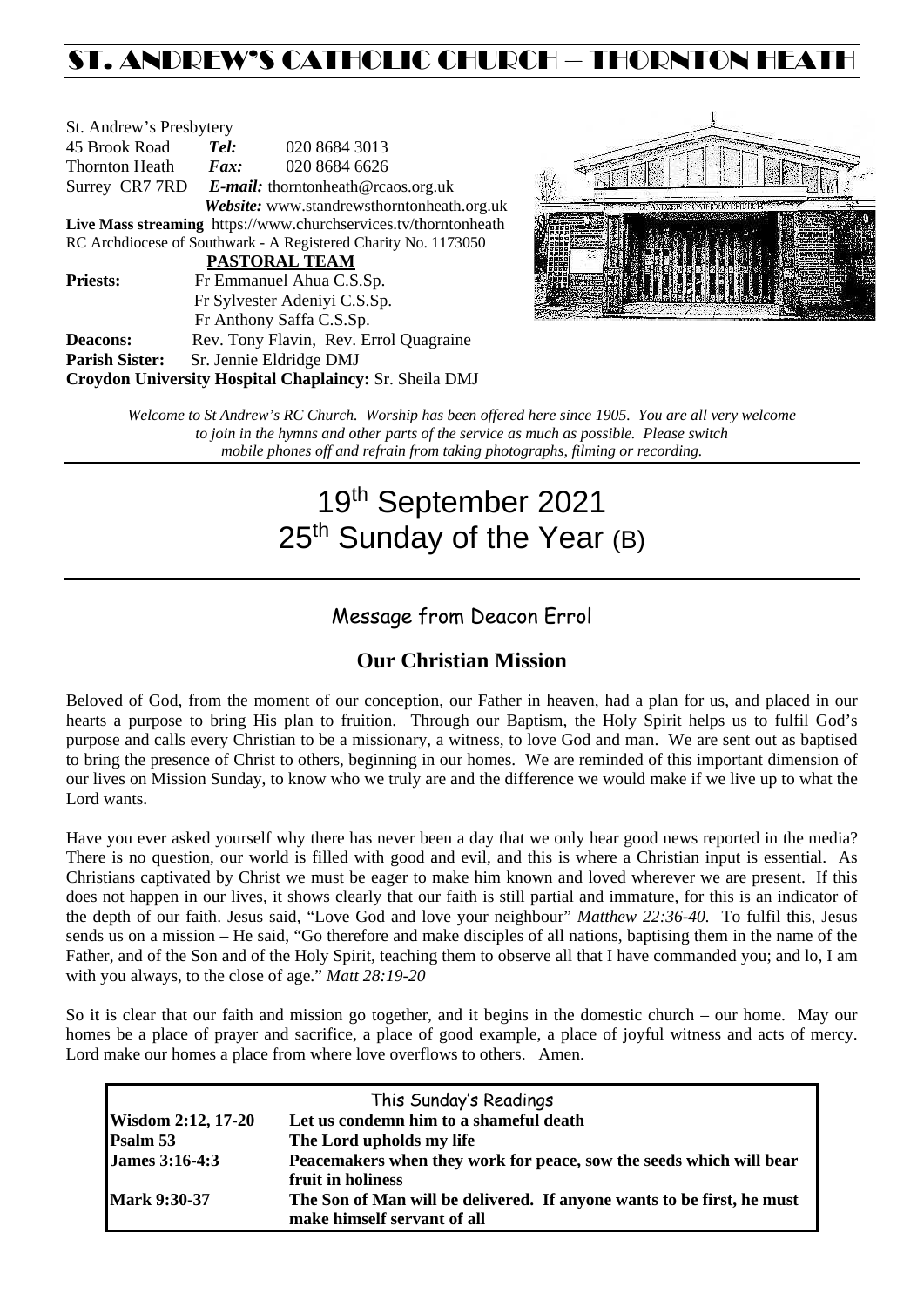# ST. ANDREW'S CATHOLIC CHURCH – THORNTON HEATH

St. Andrew's Presbytery
45 Brook Road *Tel:* 020 8684 3013
Thornton Heath *Fax:* 020 8684 6626
Surrey CR7 7RD *E-mail:* thorntonheath@rcaos.org.uk
*Website:* www.standrewsthorntonheath.org.uk
**Live Mass streaming** https://www.churchservices.tv/thorntonheath
RC Archdiocese of Southwark - A Registered Charity No. 1173050

**PASTORAL TEAM**

**Priests:** Fr Emmanuel Ahua C.S.Sp.
Fr Sylvester Adeniyi C.S.Sp.
Fr Anthony Saffa C.S.Sp.
**Deacons:** Rev. Tony Flavin, Rev. Errol Quagraine
**Parish Sister:** Sr. Jennie Eldridge DMJ
**Croydon University Hospital Chaplaincy:** Sr. Sheila DMJ

*Welcome to St Andrew's RC Church. Worship has been offered here since 1905. You are all very welcome to join in the hymns and other parts of the service as much as possible. Please switch mobile phones off and refrain from taking photographs, filming or recording.*

# 19th September 2021
# 25th Sunday of the Year (B)

## Message from Deacon Errol

### Our Christian Mission

Beloved of God, from the moment of our conception, our Father in heaven, had a plan for us, and placed in our hearts a purpose to bring His plan to fruition. Through our Baptism, the Holy Spirit helps us to fulfil God's purpose and calls every Christian to be a missionary, a witness, to love God and man. We are sent out as baptised to bring the presence of Christ to others, beginning in our homes. We are reminded of this important dimension of our lives on Mission Sunday, to know who we truly are and the difference we would make if we live up to what the Lord wants.

Have you ever asked yourself why there has never been a day that we only hear good news reported in the media? There is no question, our world is filled with good and evil, and this is where a Christian input is essential. As Christians captivated by Christ we must be eager to make him known and loved wherever we are present. If this does not happen in our lives, it shows clearly that our faith is still partial and immature, for this is an indicator of the depth of our faith. Jesus said, "Love God and love your neighbour" *Matthew 22:36-40.* To fulfil this, Jesus sends us on a mission – He said, "Go therefore and make disciples of all nations, baptising them in the name of the Father, and of the Son and of the Holy Spirit, teaching them to observe all that I have commanded you; and lo, I am with you always, to the close of age." *Matt 28:19-20*

So it is clear that our faith and mission go together, and it begins in the domestic church – our home. May our homes be a place of prayer and sacrifice, a place of good example, a place of joyful witness and acts of mercy. Lord make our homes a place from where love overflows to others. Amen.

| This Sunday's Readings | |
|---|---|
| **Wisdom 2:12, 17-20** | **Let us condemn him to a shameful death** |
| **Psalm 53** | **The Lord upholds my life** |
| **James 3:16-4:3** | **Peacemakers when they work for peace, sow the seeds which will bear fruit in holiness** |
| **Mark 9:30-37** | **The Son of Man will be delivered. If anyone wants to be first, he must make himself servant of all** |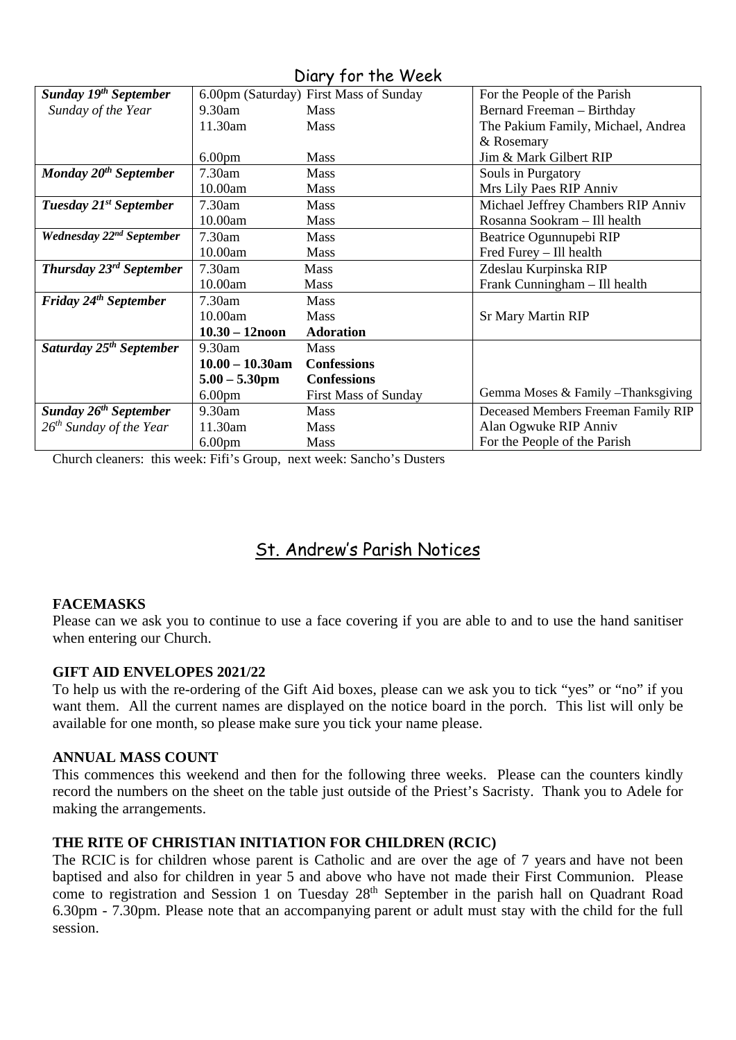## Diary for the Week

| | | | |
|---|---|---|---|
| ***Sunday 19th September*** | 6.00pm (Saturday) | First Mass of Sunday | For the People of the Parish |
| *Sunday of the Year* | 9.30am | Mass | Bernard Freeman – Birthday |
| | 11.30am | Mass | The Pakium Family, Michael, Andrea & Rosemary |
| | 6.00pm | Mass | Jim & Mark Gilbert RIP |
| ***Monday 20th September*** | 7.30am | Mass | Souls in Purgatory |
| | 10.00am | Mass | Mrs Lily Paes RIP Anniv |
| ***Tuesday 21st September*** | 7.30am | Mass | Michael Jeffrey Chambers RIP Anniv |
| | 10.00am | Mass | Rosanna Sookram – Ill health |
| ***Wednesday 22nd September*** | 7.30am | Mass | Beatrice Ogunnupebi RIP |
| | 10.00am | Mass | Fred Furey – Ill health |
| ***Thursday 23rd September*** | 7.30am | Mass | Zdeslau Kurpinska RIP |
| | 10.00am | Mass | Frank Cunningham – Ill health |
| ***Friday 24th September*** | 7.30am | Mass | |
| | 10.00am | Mass | Sr Mary Martin RIP |
| | **10.30 – 12noon** | **Adoration** | |
| ***Saturday 25th September*** | 9.30am | Mass | |
| | **10.00 – 10.30am** | **Confessions** | |
| | **5.00 – 5.30pm** | **Confessions** | |
| | 6.00pm | First Mass of Sunday | Gemma Moses & Family –Thanksgiving |
| ***Sunday 26th September*** | 9.30am | Mass | Deceased Members Freeman Family RIP |
| *26th Sunday of the Year* | 11.30am | Mass | Alan Ogwuke RIP Anniv |
| | 6.00pm | Mass | For the People of the Parish |

Church cleaners: this week: Fifi's Group, next week: Sancho's Dusters

## St. Andrew's Parish Notices

**FACEMASKS**

Please can we ask you to continue to use a face covering if you are able to and to use the hand sanitiser when entering our Church.

**GIFT AID ENVELOPES 2021/22**

To help us with the re-ordering of the Gift Aid boxes, please can we ask you to tick "yes" or "no" if you want them. All the current names are displayed on the notice board in the porch. This list will only be available for one month, so please make sure you tick your name please.

**ANNUAL MASS COUNT**

This commences this weekend and then for the following three weeks. Please can the counters kindly record the numbers on the sheet on the table just outside of the Priest's Sacristy. Thank you to Adele for making the arrangements.

**THE RITE OF CHRISTIAN INITIATION FOR CHILDREN (RCIC)**

The RCIC is for children whose parent is Catholic and are over the age of 7 years and have not been baptised and also for children in year 5 and above who have not made their First Communion. Please come to registration and Session 1 on Tuesday 28th September in the parish hall on Quadrant Road 6.30pm - 7.30pm. Please note that an accompanying parent or adult must stay with the child for the full session.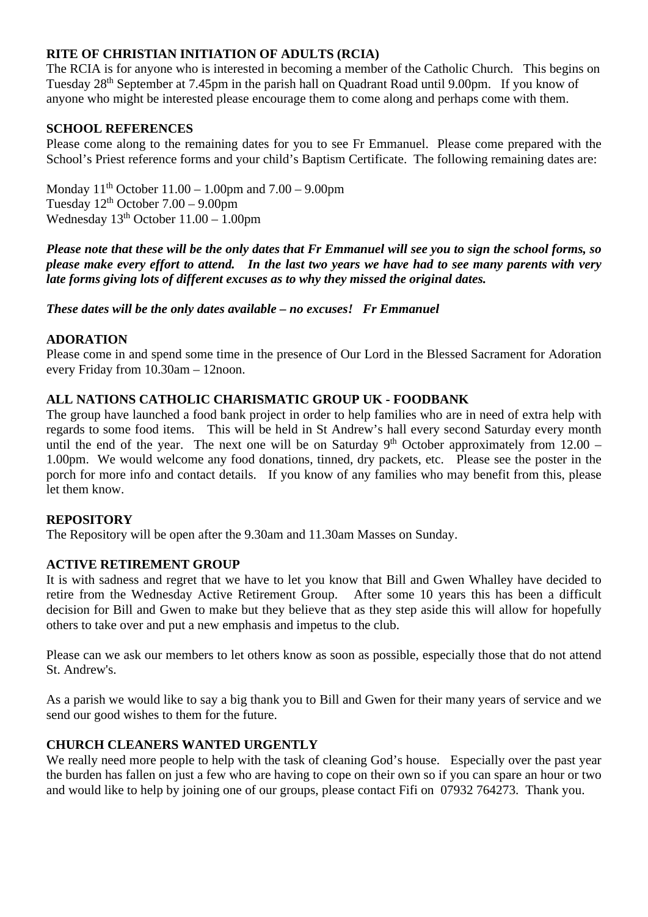**RITE OF CHRISTIAN INITIATION OF ADULTS (RCIA)**

The RCIA is for anyone who is interested in becoming a member of the Catholic Church. This begins on Tuesday 28th September at 7.45pm in the parish hall on Quadrant Road until 9.00pm. If you know of anyone who might be interested please encourage them to come along and perhaps come with them.

**SCHOOL REFERENCES**

Please come along to the remaining dates for you to see Fr Emmanuel. Please come prepared with the School's Priest reference forms and your child's Baptism Certificate. The following remaining dates are:

Monday 11th October 11.00 – 1.00pm and 7.00 – 9.00pm
Tuesday 12th October 7.00 – 9.00pm
Wednesday 13th October 11.00 – 1.00pm

***Please note that these will be the only dates that Fr Emmanuel will see you to sign the school forms, so please make every effort to attend. In the last two years we have had to see many parents with very late forms giving lots of different excuses as to why they missed the original dates.***

***These dates will be the only dates available – no excuses! Fr Emmanuel***

**ADORATION**

Please come in and spend some time in the presence of Our Lord in the Blessed Sacrament for Adoration every Friday from 10.30am – 12noon.

**ALL NATIONS CATHOLIC CHARISMATIC GROUP UK - FOODBANK**

The group have launched a food bank project in order to help families who are in need of extra help with regards to some food items. This will be held in St Andrew's hall every second Saturday every month until the end of the year. The next one will be on Saturday 9th October approximately from 12.00 – 1.00pm. We would welcome any food donations, tinned, dry packets, etc. Please see the poster in the porch for more info and contact details. If you know of any families who may benefit from this, please let them know.

**REPOSITORY**

The Repository will be open after the 9.30am and 11.30am Masses on Sunday.

**ACTIVE RETIREMENT GROUP**

It is with sadness and regret that we have to let you know that Bill and Gwen Whalley have decided to retire from the Wednesday Active Retirement Group. After some 10 years this has been a difficult decision for Bill and Gwen to make but they believe that as they step aside this will allow for hopefully others to take over and put a new emphasis and impetus to the club.

Please can we ask our members to let others know as soon as possible, especially those that do not attend St. Andrew's.

As a parish we would like to say a big thank you to Bill and Gwen for their many years of service and we send our good wishes to them for the future.

**CHURCH CLEANERS WANTED URGENTLY**

We really need more people to help with the task of cleaning God's house. Especially over the past year the burden has fallen on just a few who are having to cope on their own so if you can spare an hour or two and would like to help by joining one of our groups, please contact Fifi on 07932 764273. Thank you.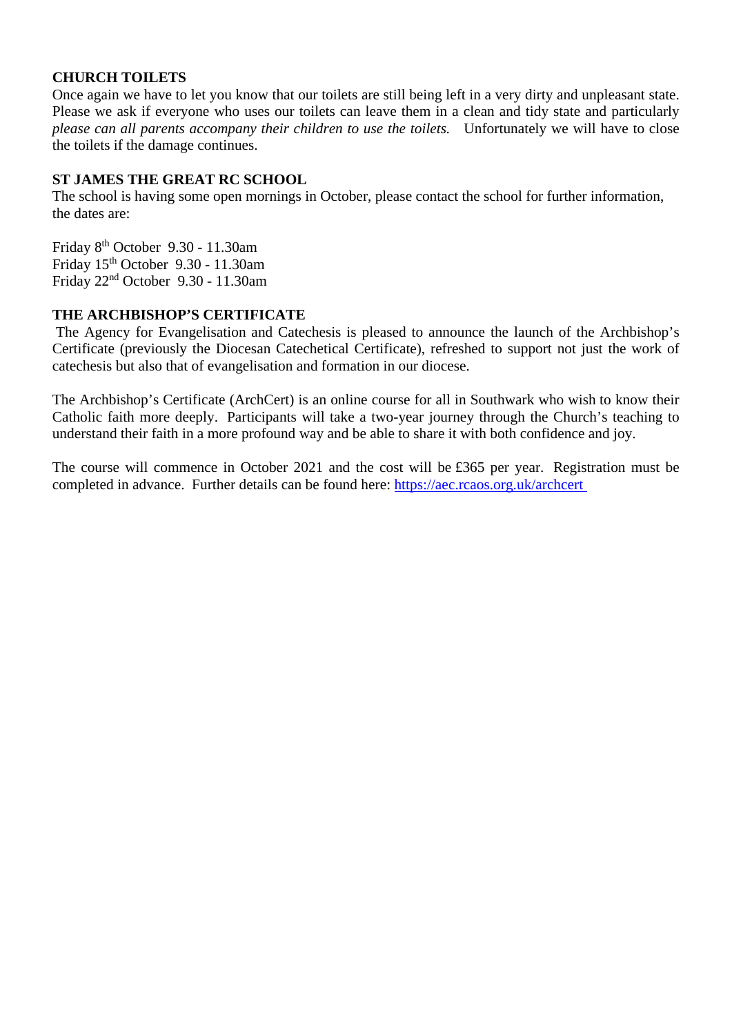**CHURCH TOILETS**

Once again we have to let you know that our toilets are still being left in a very dirty and unpleasant state. Please we ask if everyone who uses our toilets can leave them in a clean and tidy state and particularly *please can all parents accompany their children to use the toilets.* Unfortunately we will have to close the toilets if the damage continues.

**ST JAMES THE GREAT RC SCHOOL**

The school is having some open mornings in October, please contact the school for further information, the dates are:

Friday 8th October 9.30 - 11.30am
Friday 15th October 9.30 - 11.30am
Friday 22nd October 9.30 - 11.30am

**THE ARCHBISHOP'S CERTIFICATE**

The Agency for Evangelisation and Catechesis is pleased to announce the launch of the Archbishop's Certificate (previously the Diocesan Catechetical Certificate), refreshed to support not just the work of catechesis but also that of evangelisation and formation in our diocese.

The Archbishop's Certificate (ArchCert) is an online course for all in Southwark who wish to know their Catholic faith more deeply. Participants will take a two-year journey through the Church's teaching to understand their faith in a more profound way and be able to share it with both confidence and joy.

The course will commence in October 2021 and the cost will be £365 per year. Registration must be completed in advance. Further details can be found here: [https://aec.rcaos.org.uk/archcert](https://aec.rcaos.org.uk/archcert)